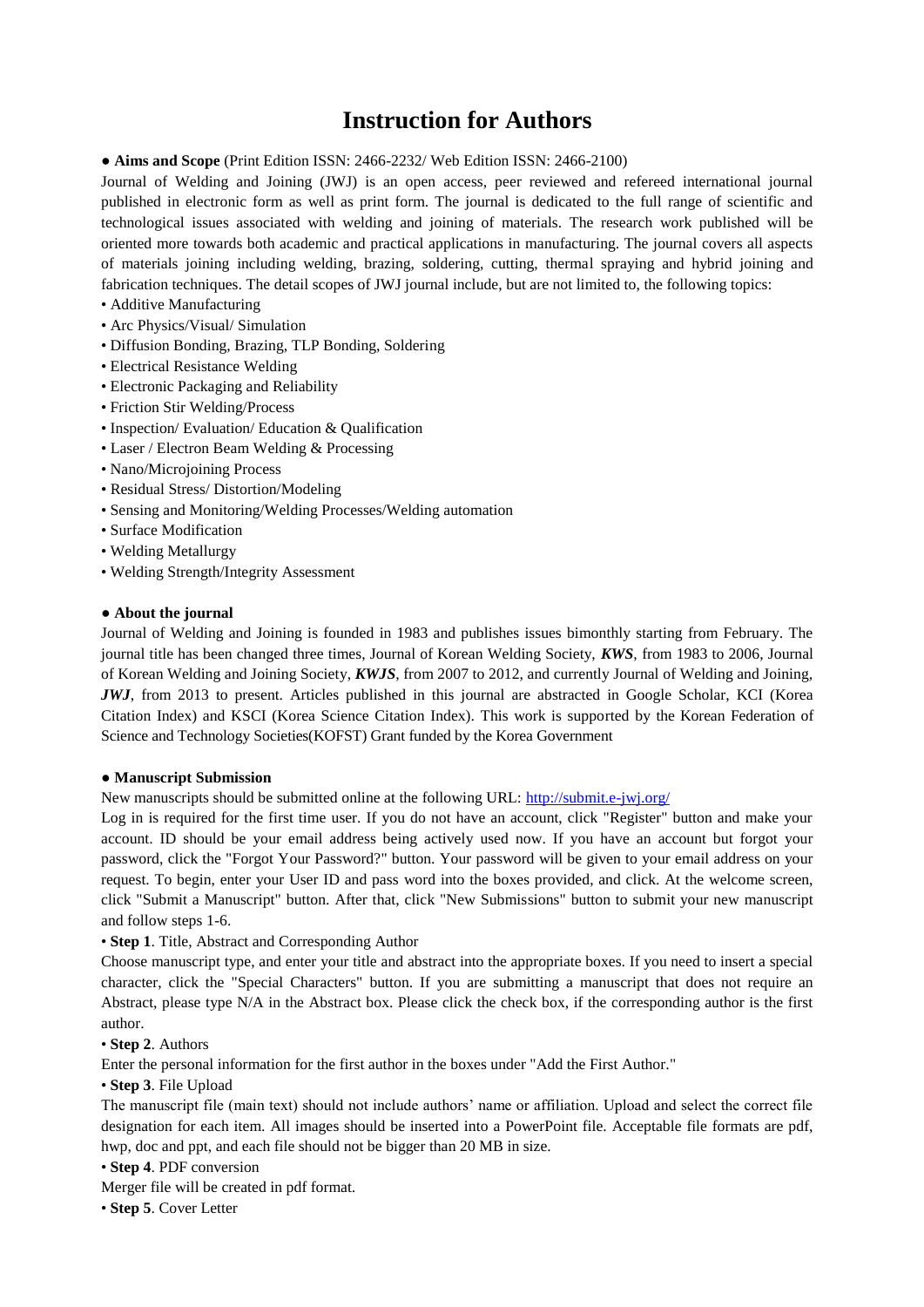# Instruction for Authors

● **Aims and Scope** (Print Edition ISSN: 2466-2232/ Web Edition ISSN: 2466-2100)

Journal of Welding and Joining (JWJ) is an open access, peer reviewed and refereed international journal published in electronic form as well as print form. The journal is dedicated to the full range of scientific and technological issues associated with welding and joining of materials. The research work published will be oriented more towards both academic and practical applications in manufacturing. The journal covers all aspects of materials joining including welding, brazing, soldering, cutting, thermal spraying and hybrid joining and fabrication techniques. The detail scopes of JWJ journal include, but are not limited to, the following topics:

- Additive Manufacturing
- Arc Physics/Visual/ Simulation
- Diffusion Bonding, Brazing, TLP Bonding, Soldering
- Electrical Resistance Welding
- Electronic Packaging and Reliability
- Friction Stir Welding/Process
- Inspection/ Evaluation/ Education & Qualification
- Laser / Electron Beam Welding & Processing
- Nano/Microjoining Process
- Residual Stress/ Distortion/Modeling
- Sensing and Monitoring/Welding Processes/Welding automation
- Surface Modification
- Welding Metallurgy
- Welding Strength/Integrity Assessment

● **About the journal**

Journal of Welding and Joining is founded in 1983 and publishes issues bimonthly starting from February. The journal title has been changed three times, Journal of Korean Welding Society, ***KWS***, from 1983 to 2006, Journal of Korean Welding and Joining Society, ***KWJS***, from 2007 to 2012, and currently Journal of Welding and Joining, ***JWJ***, from 2013 to present. Articles published in this journal are abstracted in Google Scholar, KCI (Korea Citation Index) and KSCI (Korea Science Citation Index). This work is supported by the Korean Federation of Science and Technology Societies(KOFST) Grant funded by the Korea Government

● **Manuscript Submission**

New manuscripts should be submitted online at the following URL: http://submit.e-jwj.org/

Log in is required for the first time user. If you do not have an account, click "Register" button and make your account. ID should be your email address being actively used now. If you have an account but forgot your password, click the "Forgot Your Password?" button. Your password will be given to your email address on your request. To begin, enter your User ID and pass word into the boxes provided, and click. At the welcome screen, click "Submit a Manuscript" button. After that, click "New Submissions" button to submit your new manuscript and follow steps 1-6.

• **Step 1**. Title, Abstract and Corresponding Author

Choose manuscript type, and enter your title and abstract into the appropriate boxes. If you need to insert a special character, click the "Special Characters" button. If you are submitting a manuscript that does not require an Abstract, please type N/A in the Abstract box. Please click the check box, if the corresponding author is the first author.

• **Step 2**. Authors

Enter the personal information for the first author in the boxes under "Add the First Author."

• **Step 3**. File Upload

The manuscript file (main text) should not include authors' name or affiliation. Upload and select the correct file designation for each item. All images should be inserted into a PowerPoint file. Acceptable file formats are pdf, hwp, doc and ppt, and each file should not be bigger than 20 MB in size.

• **Step 4**. PDF conversion

Merger file will be created in pdf format.

• **Step 5**. Cover Letter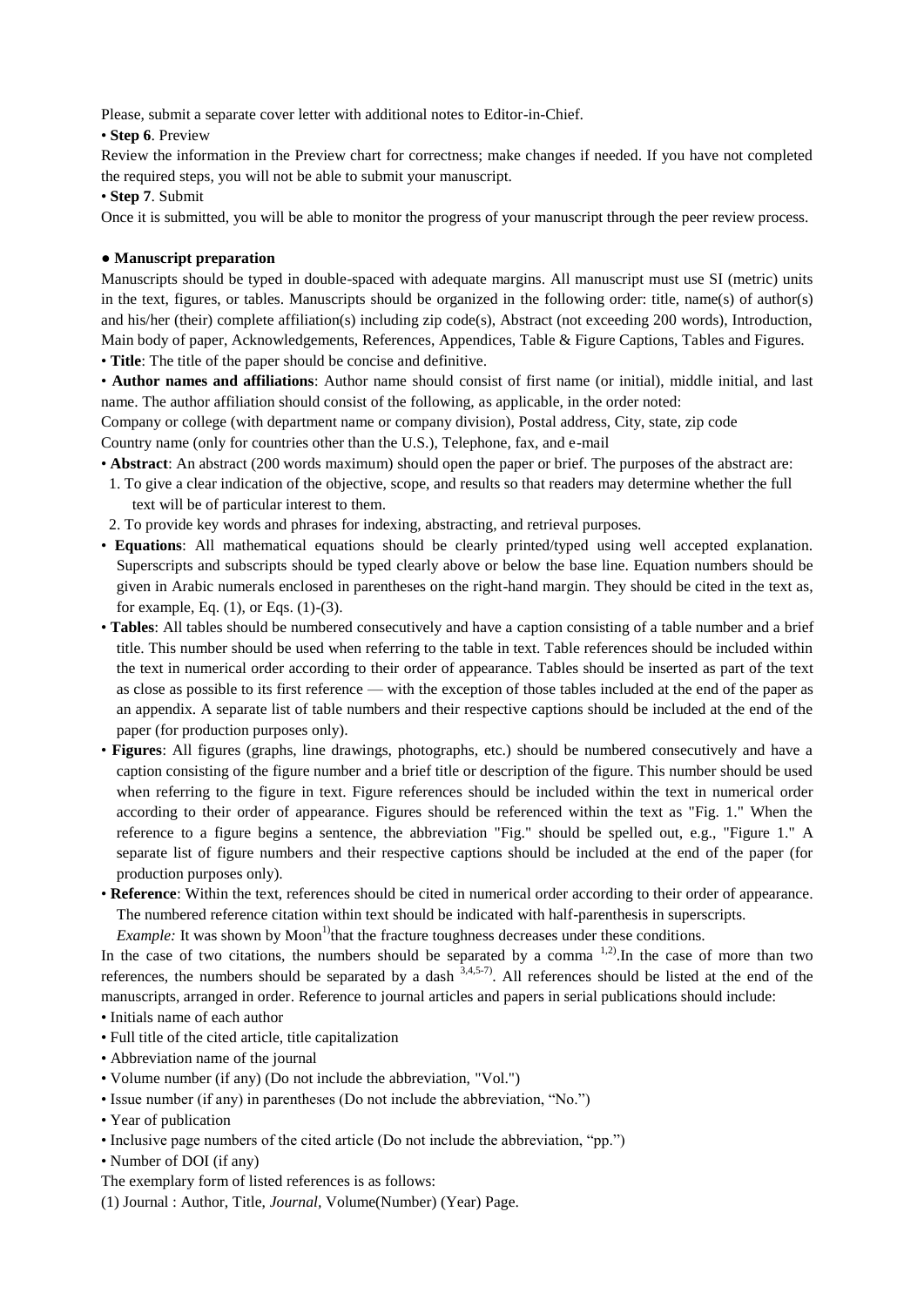Please, submit a separate cover letter with additional notes to Editor-in-Chief.

• **Step 6**. Preview

Review the information in the Preview chart for correctness; make changes if needed. If you have not completed the required steps, you will not be able to submit your manuscript.

• **Step 7**. Submit

Once it is submitted, you will be able to monitor the progress of your manuscript through the peer review process.

**● Manuscript preparation**

Manuscripts should be typed in double-spaced with adequate margins. All manuscript must use SI (metric) units in the text, figures, or tables. Manuscripts should be organized in the following order: title, name(s) of author(s) and his/her (their) complete affiliation(s) including zip code(s), Abstract (not exceeding 200 words), Introduction, Main body of paper, Acknowledgements, References, Appendices, Table & Figure Captions, Tables and Figures.

• **Title**: The title of the paper should be concise and definitive.

• **Author names and affiliations**: Author name should consist of first name (or initial), middle initial, and last name. The author affiliation should consist of the following, as applicable, in the order noted:

Company or college (with department name or company division), Postal address, City, state, zip code

Country name (only for countries other than the U.S.), Telephone, fax, and e-mail

• **Abstract**: An abstract (200 words maximum) should open the paper or brief. The purposes of the abstract are:

1. To give a clear indication of the objective, scope, and results so that readers may determine whether the full text will be of particular interest to them.
2. To provide key words and phrases for indexing, abstracting, and retrieval purposes.

• **Equations**: All mathematical equations should be clearly printed/typed using well accepted explanation. Superscripts and subscripts should be typed clearly above or below the base line. Equation numbers should be given in Arabic numerals enclosed in parentheses on the right-hand margin. They should be cited in the text as, for example, Eq. (1), or Eqs. (1)-(3).

• **Tables**: All tables should be numbered consecutively and have a caption consisting of a table number and a brief title. This number should be used when referring to the table in text. Table references should be included within the text in numerical order according to their order of appearance. Tables should be inserted as part of the text as close as possible to its first reference — with the exception of those tables included at the end of the paper as an appendix. A separate list of table numbers and their respective captions should be included at the end of the paper (for production purposes only).

• **Figures**: All figures (graphs, line drawings, photographs, etc.) should be numbered consecutively and have a caption consisting of the figure number and a brief title or description of the figure. This number should be used when referring to the figure in text. Figure references should be included within the text in numerical order according to their order of appearance. Figures should be referenced within the text as "Fig. 1." When the reference to a figure begins a sentence, the abbreviation "Fig." should be spelled out, e.g., "Figure 1." A separate list of figure numbers and their respective captions should be included at the end of the paper (for production purposes only).

• **Reference**: Within the text, references should be cited in numerical order according to their order of appearance. The numbered reference citation within text should be indicated with half-parenthesis in superscripts.

*Example:* It was shown by Moon[1)]that the fracture toughness decreases under these conditions.

In the case of two citations, the numbers should be separated by a comma [1,2)].In the case of more than two references, the numbers should be separated by a dash [3,4,5-7)]. All references should be listed at the end of the manuscripts, arranged in order. Reference to journal articles and papers in serial publications should include:

• Initials name of each author
• Full title of the cited article, title capitalization
• Abbreviation name of the journal
• Volume number (if any) (Do not include the abbreviation, "Vol.")
• Issue number (if any) in parentheses (Do not include the abbreviation, "No.")
• Year of publication
• Inclusive page numbers of the cited article (Do not include the abbreviation, "pp.")
• Number of DOI (if any)

The exemplary form of listed references is as follows:

(1) Journal : Author, Title, *Journal*, Volume(Number) (Year) Page.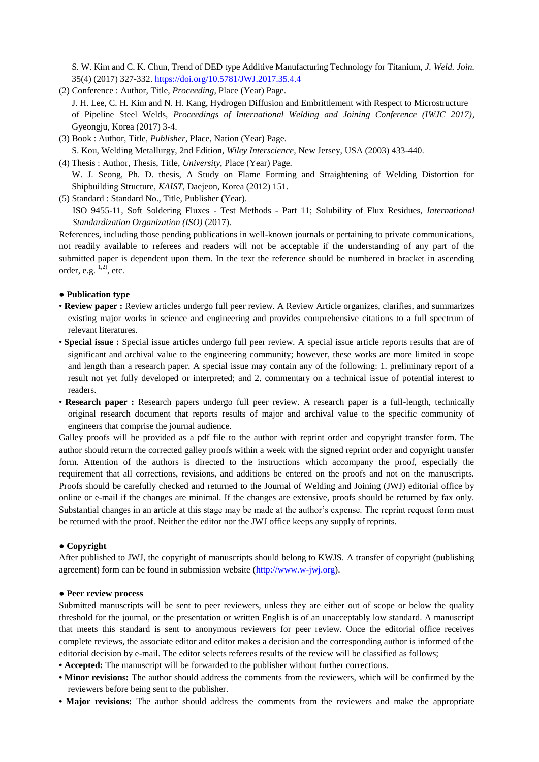S. W. Kim and C. K. Chun, Trend of DED type Additive Manufacturing Technology for Titanium, *J. Weld. Join.* 35(4) (2017) 327-332. https://doi.org/10.5781/JWJ.2017.35.4.4

(2) Conference : Author, Title, *Proceeding*, Place (Year) Page.
J. H. Lee, C. H. Kim and N. H. Kang, Hydrogen Diffusion and Embrittlement with Respect to Microstructure of Pipeline Steel Welds, *Proceedings of International Welding and Joining Conference (IWJC 2017)*, Gyeongju, Korea (2017) 3-4.

(3) Book : Author, Title, *Publisher*, Place, Nation (Year) Page.
S. Kou, Welding Metallurgy, 2nd Edition, *Wiley Interscience*, New Jersey, USA (2003) 433-440.

(4) Thesis : Author, Thesis, Title, *University*, Place (Year) Page.
W. J. Seong, Ph. D. thesis, A Study on Flame Forming and Straightening of Welding Distortion for Shipbuilding Structure, *KAIST*, Daejeon, Korea (2012) 151.

(5) Standard : Standard No., Title, Publisher (Year).
ISO 9455-11, Soft Soldering Fluxes - Test Methods - Part 11; Solubility of Flux Residues, *International Standardization Organization (ISO)* (2017).

References, including those pending publications in well-known journals or pertaining to private communications, not readily available to referees and readers will not be acceptable if the understanding of any part of the submitted paper is dependent upon them. In the text the reference should be numbered in bracket in ascending order, e.g. [1,2], etc.

**● Publication type**

- **Review paper :** Review articles undergo full peer review. A Review Article organizes, clarifies, and summarizes existing major works in science and engineering and provides comprehensive citations to a full spectrum of relevant literatures.
- **Special issue :** Special issue articles undergo full peer review. A special issue article reports results that are of significant and archival value to the engineering community; however, these works are more limited in scope and length than a research paper. A special issue may contain any of the following: 1. preliminary report of a result not yet fully developed or interpreted; and 2. commentary on a technical issue of potential interest to readers.
- **Research paper :** Research papers undergo full peer review. A research paper is a full-length, technically original research document that reports results of major and archival value to the specific community of engineers that comprise the journal audience.

Galley proofs will be provided as a pdf file to the author with reprint order and copyright transfer form. The author should return the corrected galley proofs within a week with the signed reprint order and copyright transfer form. Attention of the authors is directed to the instructions which accompany the proof, especially the requirement that all corrections, revisions, and additions be entered on the proofs and not on the manuscripts. Proofs should be carefully checked and returned to the Journal of Welding and Joining (JWJ) editorial office by online or e-mail if the changes are minimal. If the changes are extensive, proofs should be returned by fax only. Substantial changes in an article at this stage may be made at the author's expense. The reprint request form must be returned with the proof. Neither the editor nor the JWJ office keeps any supply of reprints.

**● Copyright**

After published to JWJ, the copyright of manuscripts should belong to KWJS. A transfer of copyright (publishing agreement) form can be found in submission website (http://www.w-jwj.org).

**● Peer review process**

Submitted manuscripts will be sent to peer reviewers, unless they are either out of scope or below the quality threshold for the journal, or the presentation or written English is of an unacceptably low standard. A manuscript that meets this standard is sent to anonymous reviewers for peer review. Once the editorial office receives complete reviews, the associate editor and editor makes a decision and the corresponding author is informed of the editorial decision by e-mail. The editor selects referees results of the review will be classified as follows;

- **Accepted:** The manuscript will be forwarded to the publisher without further corrections.
- **Minor revisions:** The author should address the comments from the reviewers, which will be confirmed by the reviewers before being sent to the publisher.
- **Major revisions:** The author should address the comments from the reviewers and make the appropriate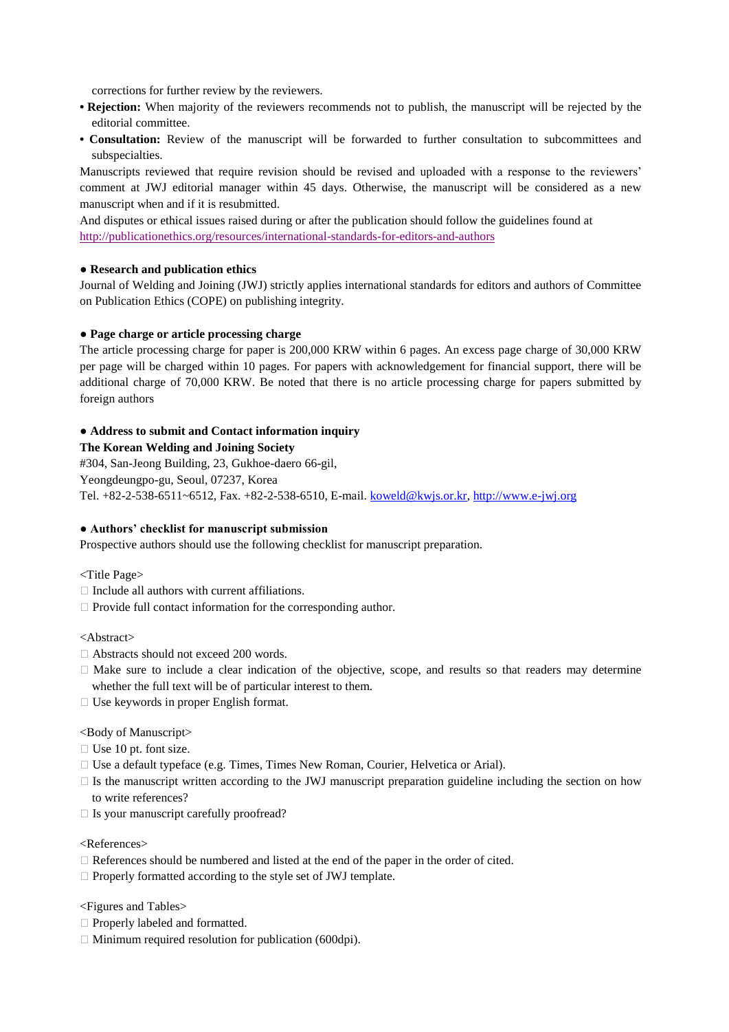corrections for further review by the reviewers.

- **Rejection:** When majority of the reviewers recommends not to publish, the manuscript will be rejected by the editorial committee.
- **Consultation:** Review of the manuscript will be forwarded to further consultation to subcommittees and subspecialties.

Manuscripts reviewed that require revision should be revised and uploaded with a response to the reviewers' comment at JWJ editorial manager within 45 days. Otherwise, the manuscript will be considered as a new manuscript when and if it is resubmitted.

And disputes or ethical issues raised during or after the publication should follow the guidelines found at http://publicationethics.org/resources/international-standards-for-editors-and-authors

**● Research and publication ethics**

Journal of Welding and Joining (JWJ) strictly applies international standards for editors and authors of Committee on Publication Ethics (COPE) on publishing integrity.

**● Page charge or article processing charge**

The article processing charge for paper is 200,000 KRW within 6 pages. An excess page charge of 30,000 KRW per page will be charged within 10 pages. For papers with acknowledgement for financial support, there will be additional charge of 70,000 KRW. Be noted that there is no article processing charge for papers submitted by foreign authors

**● Address to submit and Contact information inquiry**

**The Korean Welding and Joining Society**

#304, San-Jeong Building, 23, Gukhoe-daero 66-gil,
Yeongdeungpo-gu, Seoul, 07237, Korea
Tel. +82-2-538-6511~6512, Fax. +82-2-538-6510, E-mail. koweld@kwjs.or.kr, http://www.e-jwj.org

**● Authors' checklist for manuscript submission**

Prospective authors should use the following checklist for manuscript preparation.

<Title Page>

- □ Include all authors with current affiliations.
- □ Provide full contact information for the corresponding author.

<Abstract>

- □ Abstracts should not exceed 200 words.
- □ Make sure to include a clear indication of the objective, scope, and results so that readers may determine whether the full text will be of particular interest to them.
- □ Use keywords in proper English format.

<Body of Manuscript>

- □ Use 10 pt. font size.
- □ Use a default typeface (e.g. Times, Times New Roman, Courier, Helvetica or Arial).
- □ Is the manuscript written according to the JWJ manuscript preparation guideline including the section on how to write references?
- □ Is your manuscript carefully proofread?

<References>

- □ References should be numbered and listed at the end of the paper in the order of cited.
- □ Properly formatted according to the style set of JWJ template.

<Figures and Tables>

- □ Properly labeled and formatted.
- □ Minimum required resolution for publication (600dpi).